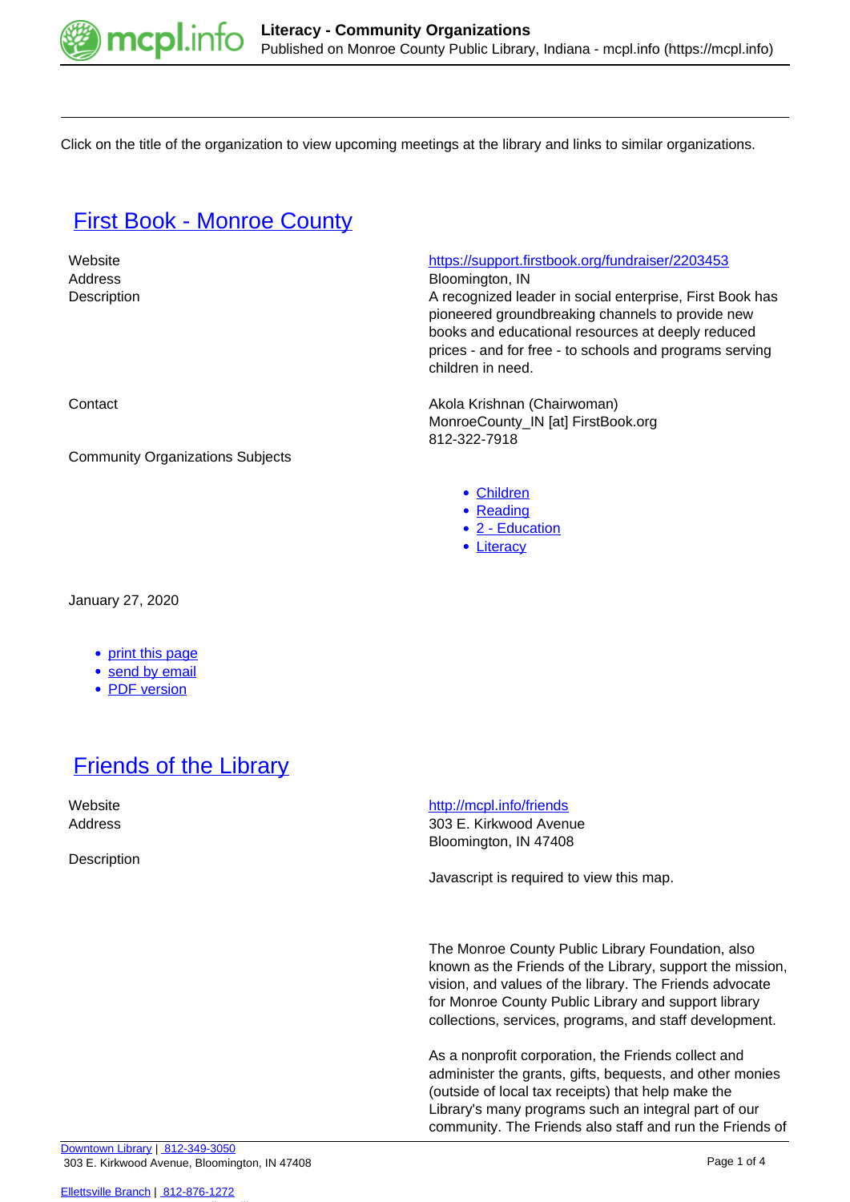Click on the title of the organization to view upcoming meetings at the library and links to similar organizations.

## [First Book - Monroe County](#)

| | |
|---|---|
| Website | https://support.firstbook.org/fundraiser/2203453 |
| Address | Bloomington, IN |
| Description | A recognized leader in social enterprise, First Book has pioneered groundbreaking channels to provide new books and educational resources at deeply reduced prices - and for free - to schools and programs serving children in need. |
| Contact | Akola Krishnan (Chairwoman)<br>MonroeCounty_IN [at] FirstBook.org<br>812-322-7918 |
| Community Organizations Subjects | |

- Children
- Reading
- 2 - Education
- Literacy

January 27, 2020

- print this page
- send by email
- PDF version

## [Friends of the Library](#)

| | |
|---|---|
| Website | http://mcpl.info/friends |
| Address | 303 E. Kirkwood Avenue<br>Bloomington, IN 47408 |
| Description | Javascript is required to view this map. |

The Monroe County Public Library Foundation, also known as the Friends of the Library, support the mission, vision, and values of the library. The Friends advocate for Monroe County Public Library and support library collections, services, programs, and staff development.

As a nonprofit corporation, the Friends collect and administer the grants, gifts, bequests, and other monies (outside of local tax receipts) that help make the Library's many programs such an integral part of our community. The Friends also staff and run the Friends of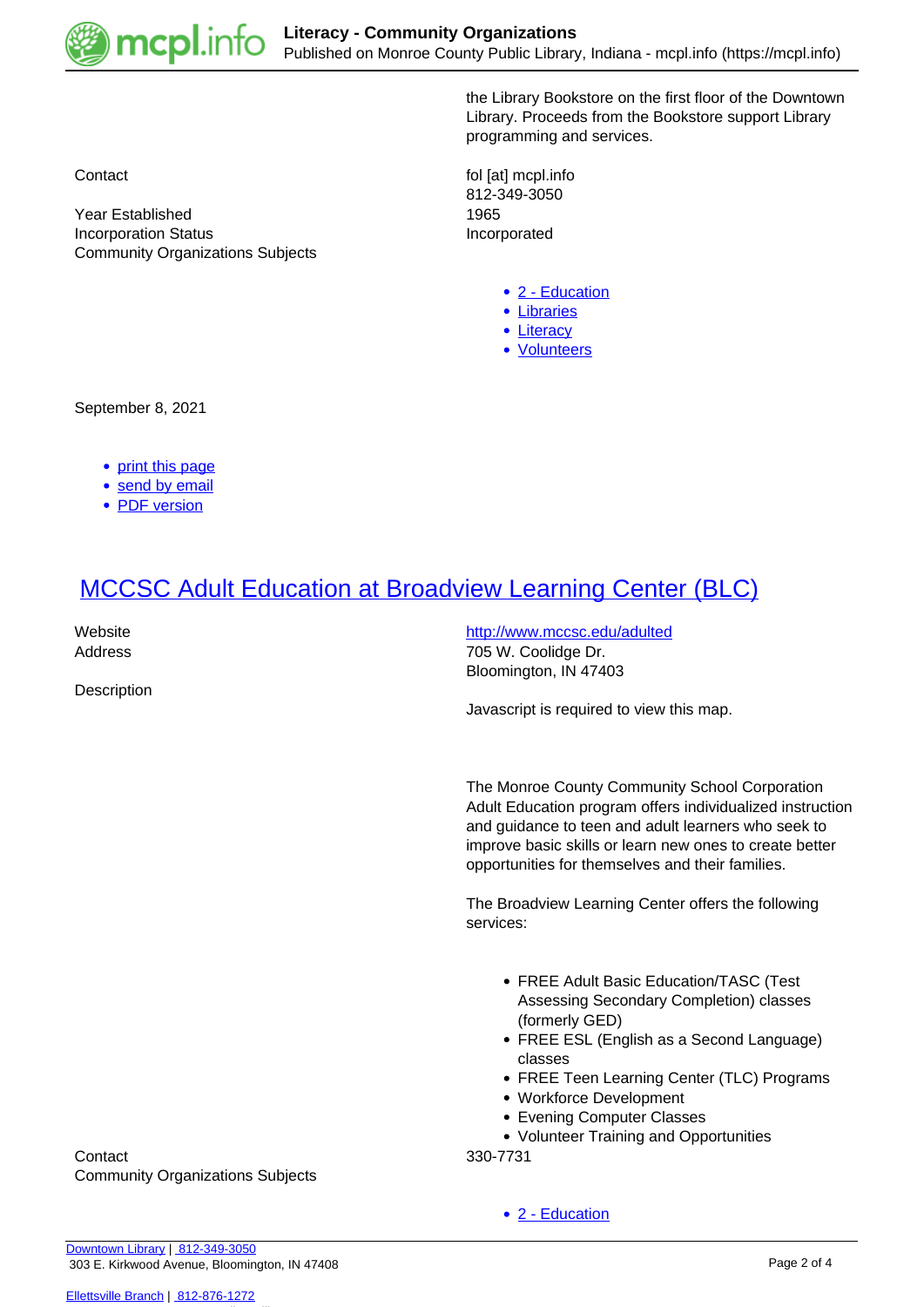the Library Bookstore on the first floor of the Downtown Library. Proceeds from the Bookstore support Library programming and services.

| | |
|---|---|
| Contact | fol [at] mcpl.info<br>812-349-3050 |
| Year Established | 1965 |
| Incorporation Status | Incorporated |
| Community Organizations Subjects | |

- 2 - Education
- Libraries
- Literacy
- Volunteers

September 8, 2021

- print this page
- send by email
- PDF version

## MCCSC Adult Education at Broadview Learning Center (BLC)

| | |
|---|---|
| Website | http://www.mccsc.edu/adulted |
| Address | 705 W. Coolidge Dr.<br>Bloomington, IN 47403 |
| Description | |

Javascript is required to view this map.

The Monroe County Community School Corporation Adult Education program offers individualized instruction and guidance to teen and adult learners who seek to improve basic skills or learn new ones to create better opportunities for themselves and their families.

The Broadview Learning Center offers the following services:

- FREE Adult Basic Education/TASC (Test Assessing Secondary Completion) classes (formerly GED)
- FREE ESL (English as a Second Language) classes
- FREE Teen Learning Center (TLC) Programs
- Workforce Development
- Evening Computer Classes
- Volunteer Training and Opportunities

| | |
|---|---|
| Contact | 330-7731 |
| Community Organizations Subjects | |

- 2 - Education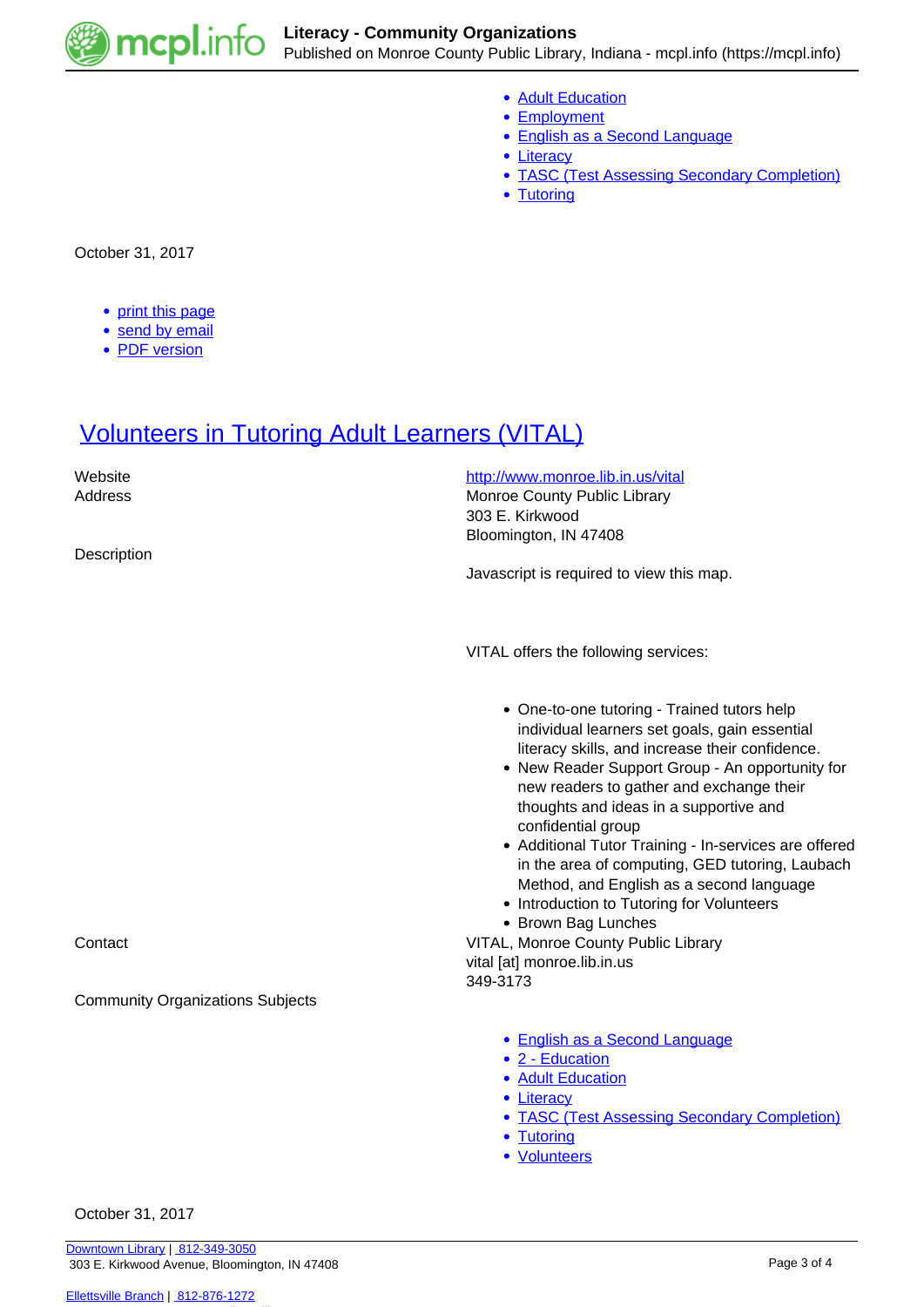- [Adult Education]
- [Employment]
- [English as a Second Language]
- [Literacy]
- [TASC (Test Assessing Secondary Completion)]
- [Tutoring]

October 31, 2017

- print this page
- send by email
- PDF version

## Volunteers in Tutoring Adult Learners (VITAL)

Website http://www.monroe.lib.in.us/vital

Address
Monroe County Public Library
303 E. Kirkwood
Bloomington, IN 47408

Description

Javascript is required to view this map.

VITAL offers the following services:

- One-to-one tutoring - Trained tutors help individual learners set goals, gain essential literacy skills, and increase their confidence.
- New Reader Support Group - An opportunity for new readers to gather and exchange their thoughts and ideas in a supportive and confidential group
- Additional Tutor Training - In-services are offered in the area of computing, GED tutoring, Laubach Method, and English as a second language
- Introduction to Tutoring for Volunteers
- Brown Bag Lunches

Contact
VITAL, Monroe County Public Library
vital [at] monroe.lib.in.us
349-3173

Community Organizations Subjects

- English as a Second Language
- 2 - Education
- Adult Education
- Literacy
- TASC (Test Assessing Secondary Completion)
- Tutoring
- Volunteers

October 31, 2017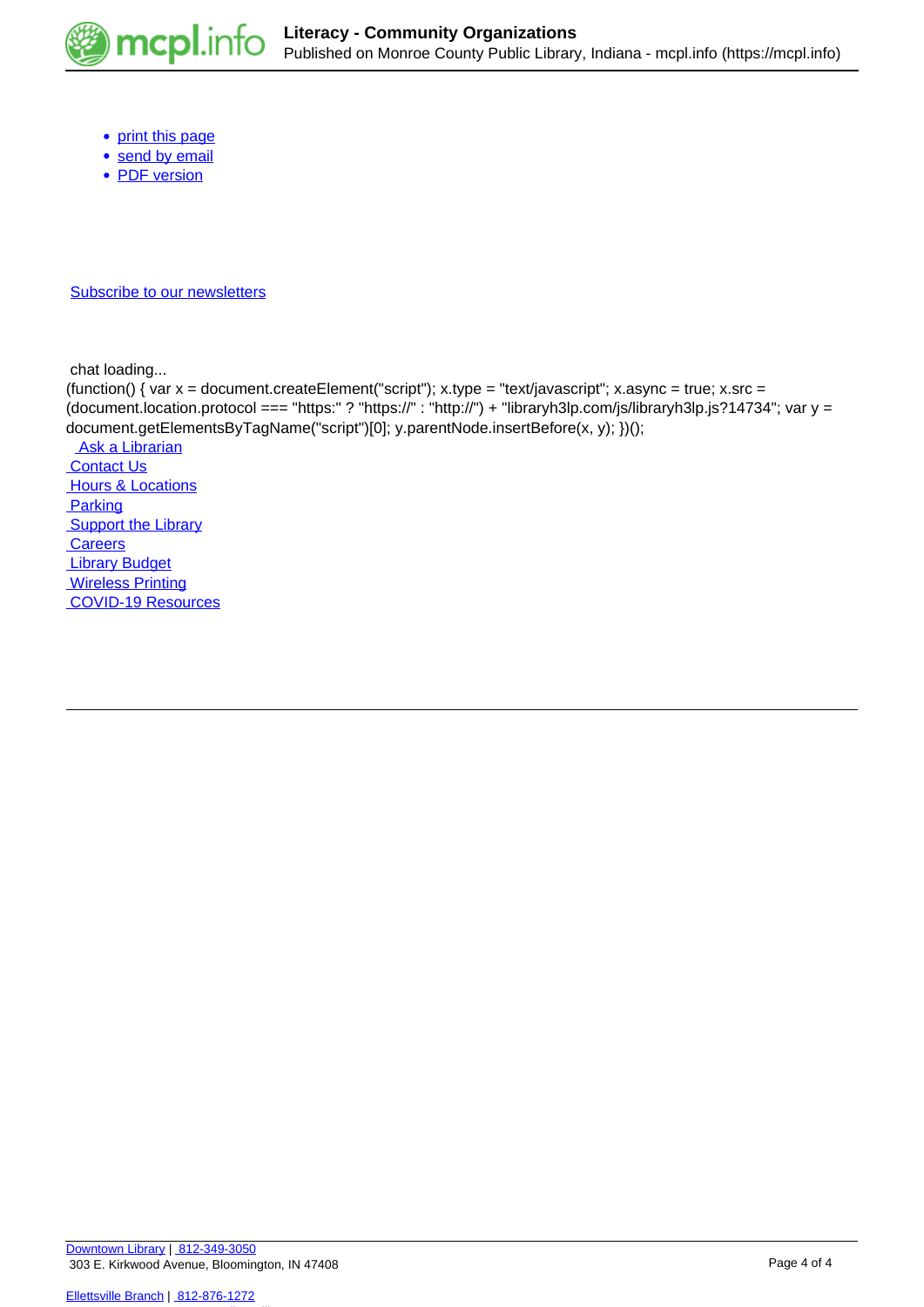- print this page
- send by email
- PDF version

Subscribe to our newsletters

chat loading...
(function() { var x = document.createElement("script"); x.type = "text/javascript"; x.async = true; x.src = (document.location.protocol === "https:" ? "https://" : "http://") + "libraryh3lp.com/js/libraryh3lp.js?14734"; var y = document.getElementsByTagName("script")[0]; y.parentNode.insertBefore(x, y); })();

Ask a Librarian
Contact Us
Hours & Locations
Parking
Support the Library
Careers
Library Budget
Wireless Printing
COVID-19 Resources

Downtown Library | 812-349-3050
303 E. Kirkwood Avenue, Bloomington, IN 47408

Ellettsville Branch | 812-876-1272